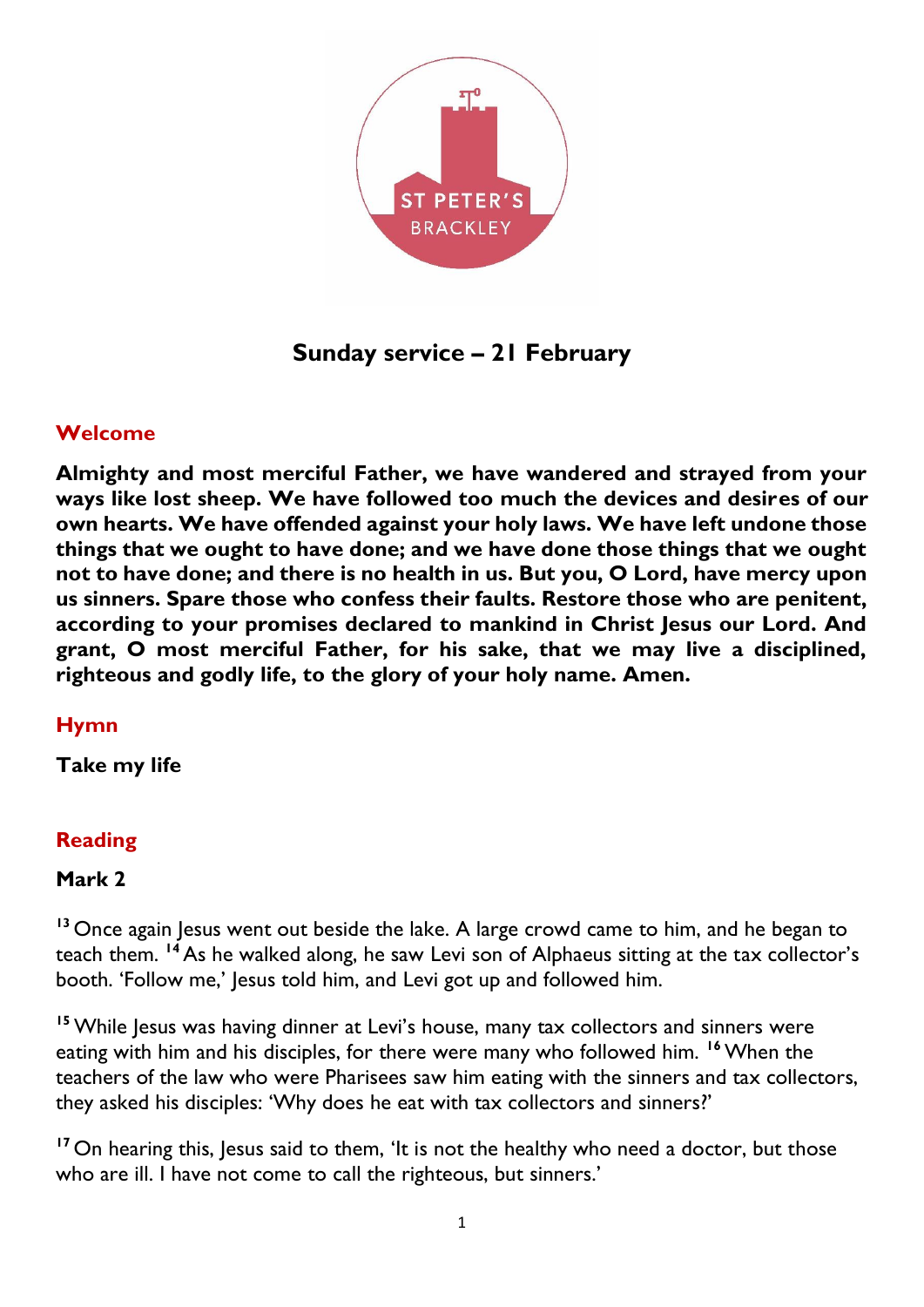ST PETER'S BRACKLEY

# Sunday service – 21 February

## Welcome

**Almighty and most merciful Father, we have wandered and strayed from your ways like lost sheep. We have followed too much the devices and desires of our own hearts. We have offended against your holy laws. We have left undone those things that we ought to have done; and we have done those things that we ought not to have done; and there is no health in us. But you, O Lord, have mercy upon us sinners. Spare those who confess their faults. Restore those who are penitent, according to your promises declared to mankind in Christ Jesus our Lord. And grant, O most merciful Father, for his sake, that we may live a disciplined, righteous and godly life, to the glory of your holy name. Amen.**

## Hymn

**Take my life**

## Reading

**Mark 2**

[13] Once again Jesus went out beside the lake. A large crowd came to him, and he began to teach them. [14] As he walked along, he saw Levi son of Alphaeus sitting at the tax collector's booth. 'Follow me,' Jesus told him, and Levi got up and followed him.

[15] While Jesus was having dinner at Levi's house, many tax collectors and sinners were eating with him and his disciples, for there were many who followed him. [16] When the teachers of the law who were Pharisees saw him eating with the sinners and tax collectors, they asked his disciples: 'Why does he eat with tax collectors and sinners?'

[17] On hearing this, Jesus said to them, 'It is not the healthy who need a doctor, but those who are ill. I have not come to call the righteous, but sinners.'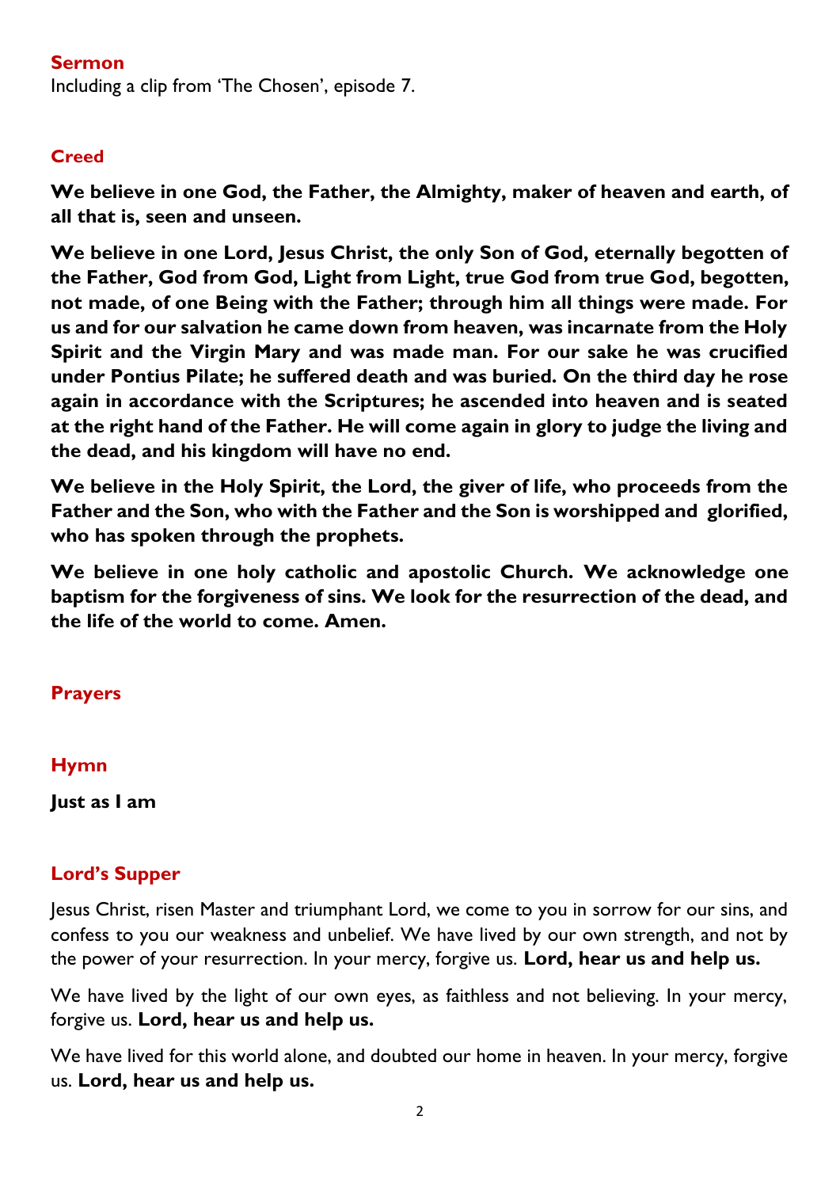## Sermon

Including a clip from 'The Chosen', episode 7.

## Creed

**We believe in one God, the Father, the Almighty, maker of heaven and earth, of all that is, seen and unseen.**

**We believe in one Lord, Jesus Christ, the only Son of God, eternally begotten of the Father, God from God, Light from Light, true God from true God, begotten, not made, of one Being with the Father; through him all things were made. For us and for our salvation he came down from heaven, was incarnate from the Holy Spirit and the Virgin Mary and was made man. For our sake he was crucified under Pontius Pilate; he suffered death and was buried. On the third day he rose again in accordance with the Scriptures; he ascended into heaven and is seated at the right hand of the Father. He will come again in glory to judge the living and the dead, and his kingdom will have no end.**

**We believe in the Holy Spirit, the Lord, the giver of life, who proceeds from the Father and the Son, who with the Father and the Son is worshipped and glorified, who has spoken through the prophets.**

**We believe in one holy catholic and apostolic Church. We acknowledge one baptism for the forgiveness of sins. We look for the resurrection of the dead, and the life of the world to come. Amen.**

## Prayers

## Hymn

**Just as I am**

## Lord's Supper

Jesus Christ, risen Master and triumphant Lord, we come to you in sorrow for our sins, and confess to you our weakness and unbelief. We have lived by our own strength, and not by the power of your resurrection. In your mercy, forgive us. **Lord, hear us and help us.**

We have lived by the light of our own eyes, as faithless and not believing. In your mercy, forgive us. **Lord, hear us and help us.**

We have lived for this world alone, and doubted our home in heaven. In your mercy, forgive us. **Lord, hear us and help us.**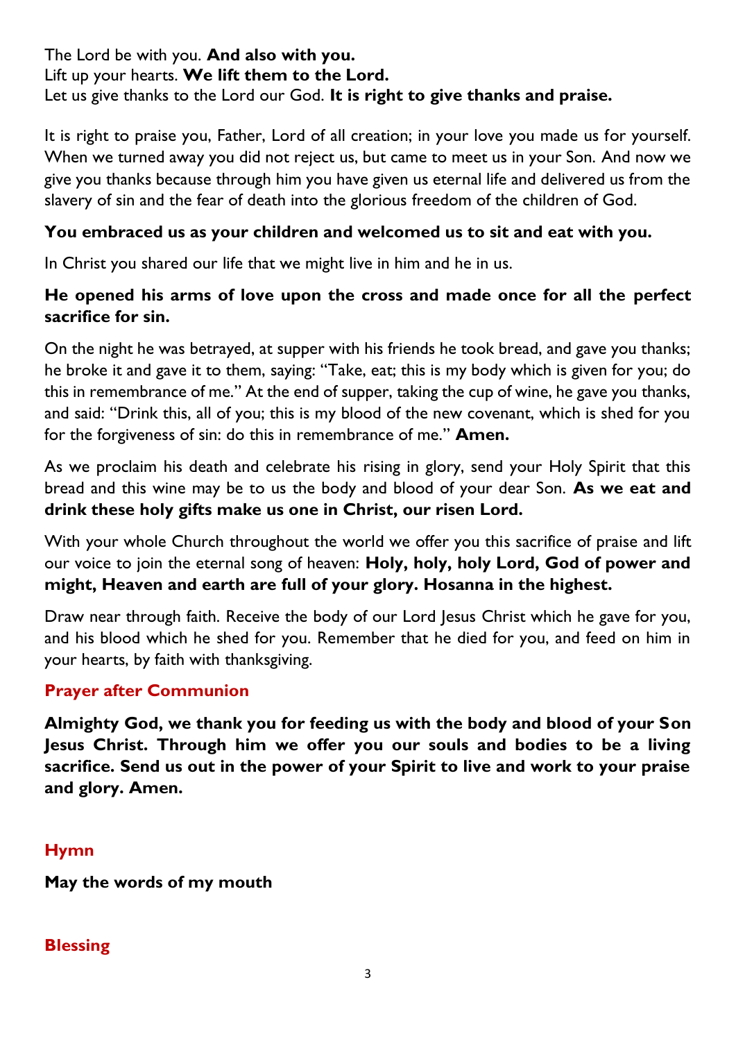The Lord be with you. **And also with you.**
Lift up your hearts. **We lift them to the Lord.**
Let us give thanks to the Lord our God. **It is right to give thanks and praise.**

It is right to praise you, Father, Lord of all creation; in your love you made us for yourself. When we turned away you did not reject us, but came to meet us in your Son. And now we give you thanks because through him you have given us eternal life and delivered us from the slavery of sin and the fear of death into the glorious freedom of the children of God.

**You embraced us as your children and welcomed us to sit and eat with you.**

In Christ you shared our life that we might live in him and he in us.

**He opened his arms of love upon the cross and made once for all the perfect sacrifice for sin.**

On the night he was betrayed, at supper with his friends he took bread, and gave you thanks; he broke it and gave it to them, saying: "Take, eat; this is my body which is given for you; do this in remembrance of me." At the end of supper, taking the cup of wine, he gave you thanks, and said: "Drink this, all of you; this is my blood of the new covenant, which is shed for you for the forgiveness of sin: do this in remembrance of me." **Amen.**

As we proclaim his death and celebrate his rising in glory, send your Holy Spirit that this bread and this wine may be to us the body and blood of your dear Son. **As we eat and drink these holy gifts make us one in Christ, our risen Lord.**

With your whole Church throughout the world we offer you this sacrifice of praise and lift our voice to join the eternal song of heaven: **Holy, holy, holy Lord, God of power and might, Heaven and earth are full of your glory. Hosanna in the highest.**

Draw near through faith. Receive the body of our Lord Jesus Christ which he gave for you, and his blood which he shed for you. Remember that he died for you, and feed on him in your hearts, by faith with thanksgiving.

## Prayer after Communion

**Almighty God, we thank you for feeding us with the body and blood of your Son Jesus Christ. Through him we offer you our souls and bodies to be a living sacrifice. Send us out in the power of your Spirit to live and work to your praise and glory. Amen.**

## Hymn

**May the words of my mouth**

## Blessing